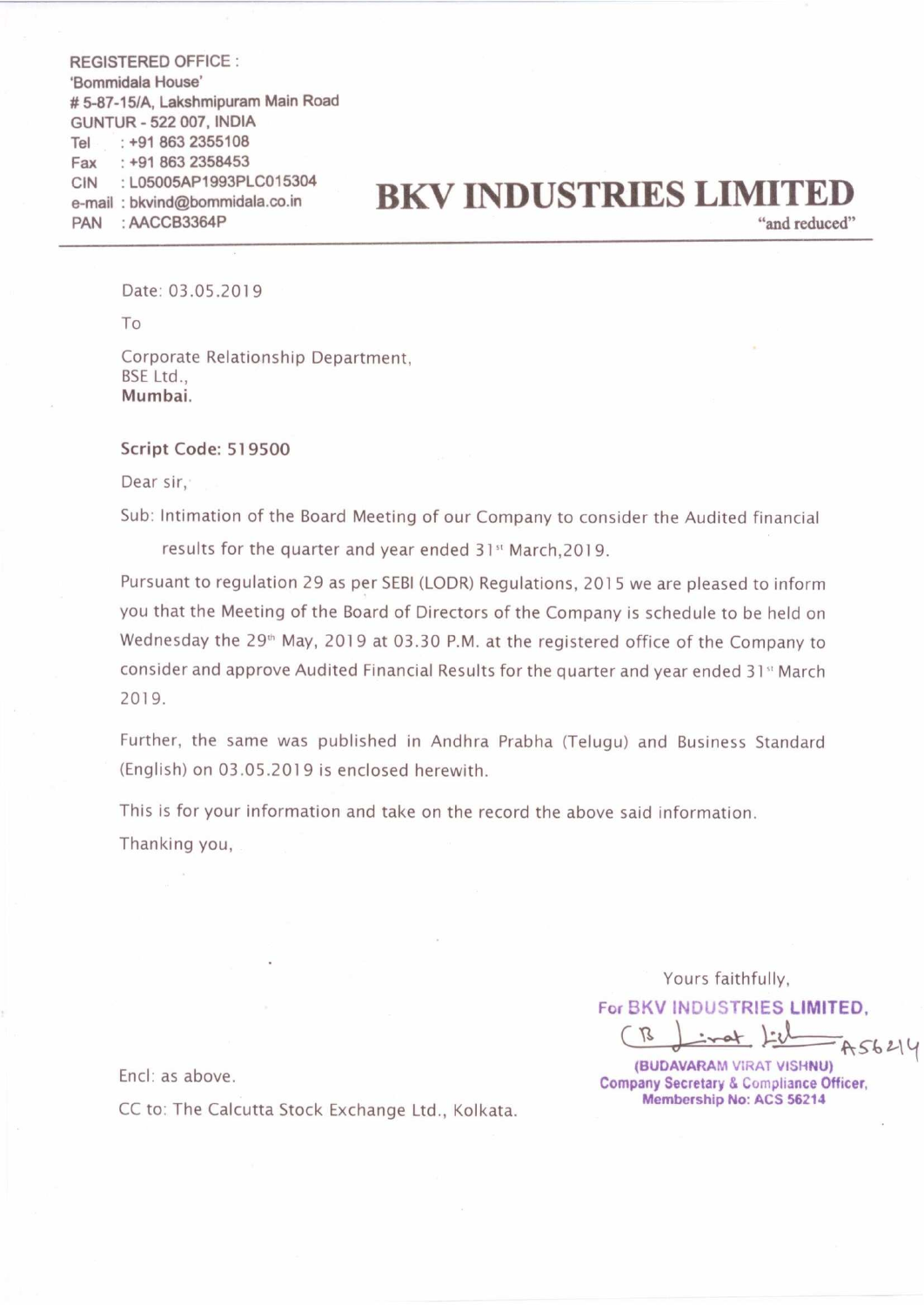REGISTERED OFFICE :
'Bommidala House'
# 5-87-15/A, Lakshmipuram Main Road
GUNTUR - 522 007, INDIA
Tel : +91 863 2355108
Fax : +91 863 2358453
CIN : L05005AP1993PLC015304
e-mail : bkvind@bommidala.co.in
PAN : AACCB3364P

# BKV INDUSTRIES LIMITED

"and reduced"

Date: 03.05.2019

To

Corporate Relationship Department,
BSE Ltd.,
**Mumbai.**

**Script Code: 519500**

Dear sir,

Sub: Intimation of the Board Meeting of our Company to consider the Audited financial results for the quarter and year ended 31st March,2019.

Pursuant to regulation 29 as per SEBI (LODR) Regulations, 2015 we are pleased to inform you that the Meeting of the Board of Directors of the Company is schedule to be held on Wednesday the 29th May, 2019 at 03.30 P.M. at the registered office of the Company to consider and approve Audited Financial Results for the quarter and year ended 31st March 2019.

Further, the same was published in Andhra Prabha (Telugu) and Business Standard (English) on 03.05.2019 is enclosed herewith.

This is for your information and take on the record the above said information.

Thanking you,

Yours faithfully,
For BKV INDUSTRIES LIMITED,

(BUDAVARAM VIRAT VISHNU)
Company Secretary & Compliance Officer,
Membership No: ACS 56214

Encl: as above.

CC to: The Calcutta Stock Exchange Ltd., Kolkata.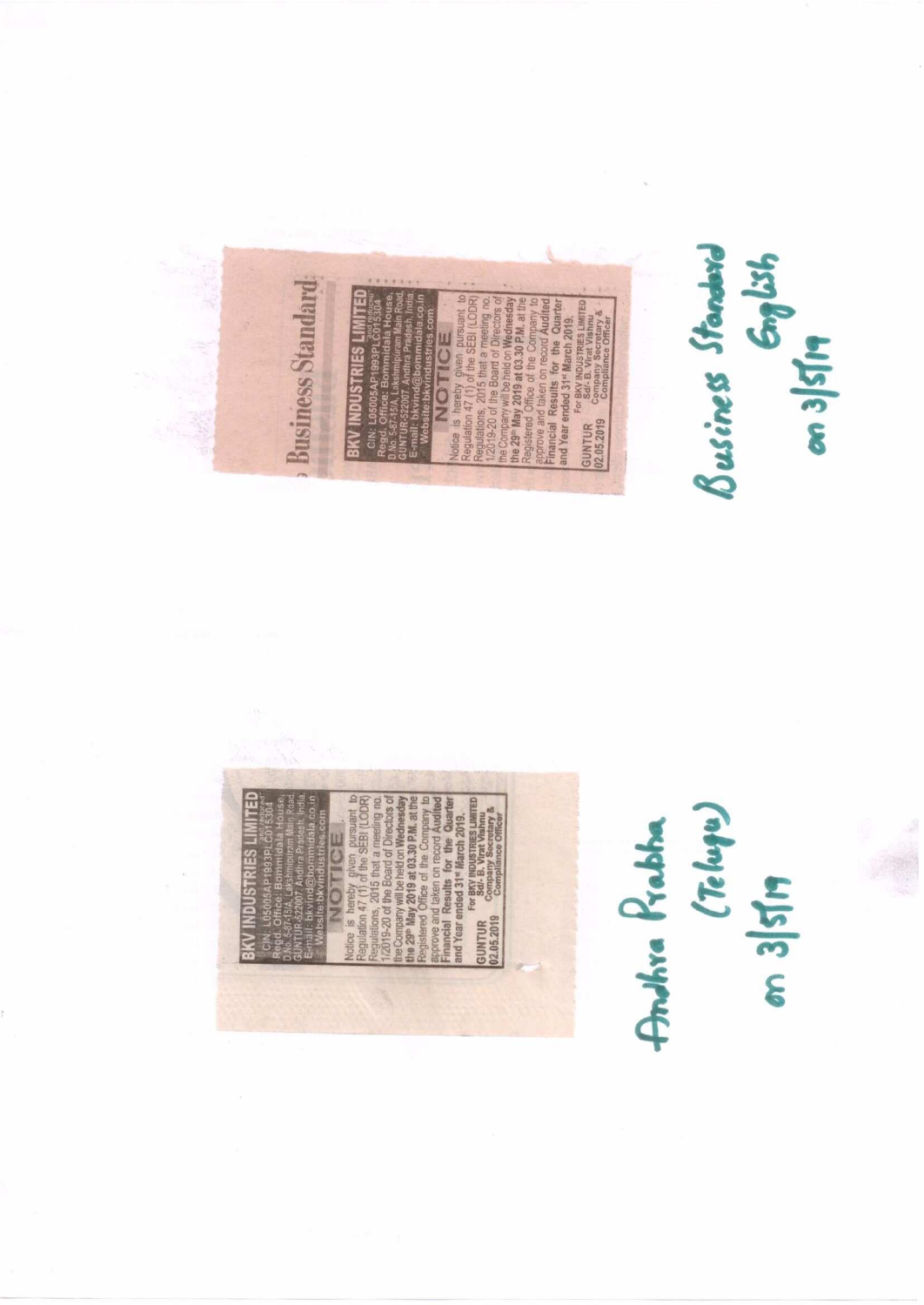# BKV INDUSTRIES LIMITED

CIN: L05005AP1993PLC016304
Regd. Office: Bommidala House, D.No. 5-87-15/A, Lakshmipuram Main Road, GUNTUR-522007, Andhra Pradesh, India.
E-mail: bkvind@bommidala.co.in
Website:bkvindustries.com

## NOTICE

Notice is hereby given pursuant to Regulation 47 (1) of the SEBI (LODR) Regulations, 2015 that a meeting no. 1/2019-20 of the Board of Directors of the Company will be held on **Wednesday the 29th May 2019 at 03.30 P.M.** at the Registered Office of the Company to approve and taken on record **Audited Financial Results for the Quarter and Year ended 31st March 2019.**

For BKV INDUSTRIES LIMITED
Sd/- B. Virat Vishnu
Company Secretary & Compliance Officer

GUNTUR
02.05.2019

Andhra Prabha (Telugu) on 3/5/19

Business Standard

# BKV INDUSTRIES LIMITED

CIN: L05005AP1993PLC016304
Regd. Office: Bommidala House, D.No. 5-87-15/A, Lakshmipuram Main Road, GUNTUR-522007, Andhra Pradesh, India.
E-mail: bkvind@bommidala.co.in
Website:bkvindustries.com

## NOTICE

Notice is hereby given pursuant to Regulation 47 (1) of the SEBI (LODR) Regulations, 2015 that a meeting no. 1/2019-20 of the Board of Directors of the Company will be held on **Wednesday the 29th May 2019 at 03.30 P.M.** at the Registered Office of the Company to approve and taken on record **Audited Financial Results for the Quarter and Year ended 31st March 2019.**

For BKV INDUSTRIES LIMITED
Sd/- B. Virat Vishnu
Company Secretary & Compliance Officer

GUNTUR
02.05.2019

Business Standard English on 3/5/19